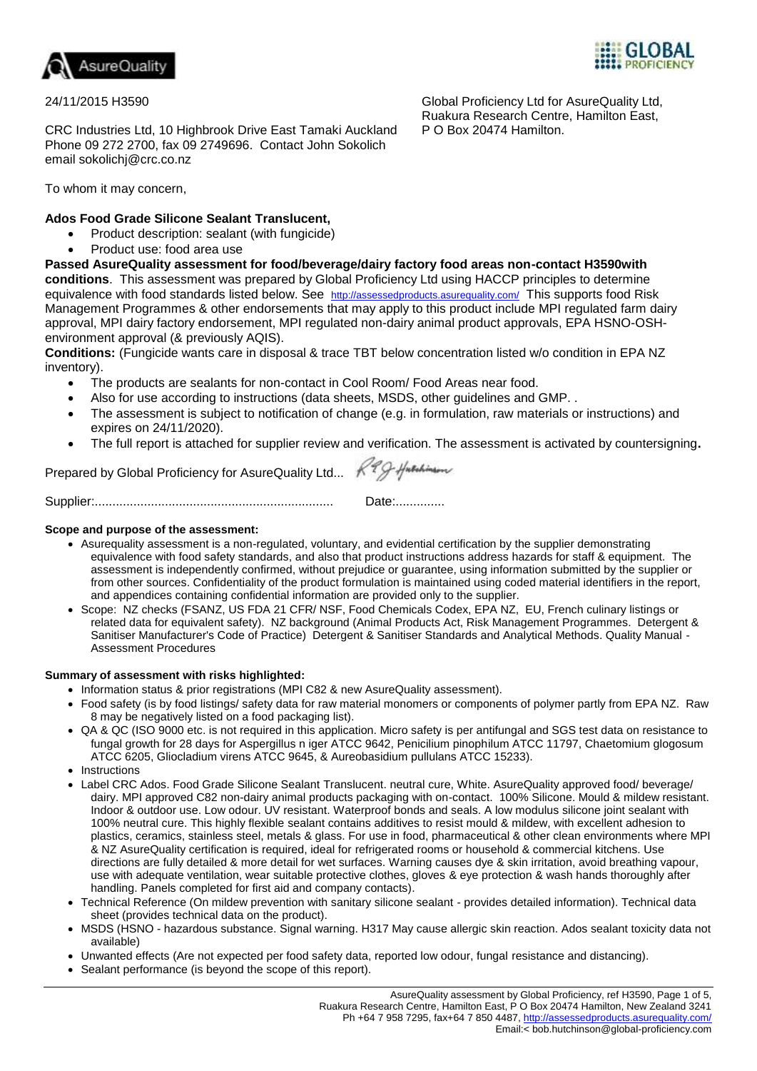24/11/2015 H3590

Global Proficiency Ltd for AsureQuality Ltd, Ruakura Research Centre, Hamilton East, P O Box 20474 Hamilton.

CRC Industries Ltd, 10 Highbrook Drive East Tamaki Auckland
Phone 09 272 2700, fax 09 2749696. Contact John Sokolich
email sokolichj@crc.co.nz

To whom it may concern,

**Ados Food Grade Silicone Sealant Translucent,**

- Product description: sealant (with fungicide)
- Product use: food area use

**Passed AsureQuality assessment for food/beverage/dairy factory food areas non-contact H3590with conditions**. This assessment was prepared by Global Proficiency Ltd using HACCP principles to determine equivalence with food standards listed below. See http://assessedproducts.asurequality.com/ This supports food Risk Management Programmes & other endorsements that may apply to this product include MPI regulated farm dairy approval, MPI dairy factory endorsement, MPI regulated non-dairy animal product approvals, EPA HSNO-OSH-environment approval (& previously AQIS).

**Conditions:** (Fungicide wants care in disposal & trace TBT below concentration listed w/o condition in EPA NZ inventory).

- The products are sealants for non-contact in Cool Room/ Food Areas near food.
- Also for use according to instructions (data sheets, MSDS, other guidelines and GMP. .
- The assessment is subject to notification of change (e.g. in formulation, raw materials or instructions) and expires on 24/11/2020).
- The full report is attached for supplier review and verification. The assessment is activated by countersigning**.**

Prepared by Global Proficiency for AsureQuality Ltd... RGJ Hutchinson

Supplier:.................................................................... Date:..............

**Scope and purpose of the assessment:**

- Asurequality assessment is a non-regulated, voluntary, and evidential certification by the supplier demonstrating equivalence with food safety standards, and also that product instructions address hazards for staff & equipment. The assessment is independently confirmed, without prejudice or guarantee, using information submitted by the supplier or from other sources. Confidentiality of the product formulation is maintained using coded material identifiers in the report, and appendices containing confidential information are provided only to the supplier.
- Scope: NZ checks (FSANZ, US FDA 21 CFR/ NSF, Food Chemicals Codex, EPA NZ, EU, French culinary listings or related data for equivalent safety). NZ background (Animal Products Act, Risk Management Programmes. Detergent & Sanitiser Manufacturer's Code of Practice) Detergent & Sanitiser Standards and Analytical Methods. Quality Manual - Assessment Procedures

**Summary of assessment with risks highlighted:**

- Information status & prior registrations (MPI C82 & new AsureQuality assessment).
- Food safety (is by food listings/ safety data for raw material monomers or components of polymer partly from EPA NZ. Raw 8 may be negatively listed on a food packaging list).
- QA & QC (ISO 9000 etc. is not required in this application. Micro safety is per antifungal and SGS test data on resistance to fungal growth for 28 days for Aspergillus n iger ATCC 9642, Penicilium pinophilum ATCC 11797, Chaetomium glogosum ATCC 6205, Gliocladium virens ATCC 9645, & Aureobasidium pullulans ATCC 15233).
- Instructions
- Label CRC Ados. Food Grade Silicone Sealant Translucent. neutral cure, White. AsureQuality approved food/ beverage/ dairy. MPI approved C82 non-dairy animal products packaging with on-contact. 100% Silicone. Mould & mildew resistant. Indoor & outdoor use. Low odour. UV resistant. Waterproof bonds and seals. A low modulus silicone joint sealant with 100% neutral cure. This highly flexible sealant contains additives to resist mould & mildew, with excellent adhesion to plastics, ceramics, stainless steel, metals & glass. For use in food, pharmaceutical & other clean environments where MPI & NZ AsureQuality certification is required, ideal for refrigerated rooms or household & commercial kitchens. Use directions are fully detailed & more detail for wet surfaces. Warning causes dye & skin irritation, avoid breathing vapour, use with adequate ventilation, wear suitable protective clothes, gloves & eye protection & wash hands thoroughly after handling. Panels completed for first aid and company contacts).
- Technical Reference (On mildew prevention with sanitary silicone sealant - provides detailed information). Technical data sheet (provides technical data on the product).
- MSDS (HSNO - hazardous substance. Signal warning. H317 May cause allergic skin reaction. Ados sealant toxicity data not available)
- Unwanted effects (Are not expected per food safety data, reported low odour, fungal resistance and distancing).
- Sealant performance (is beyond the scope of this report).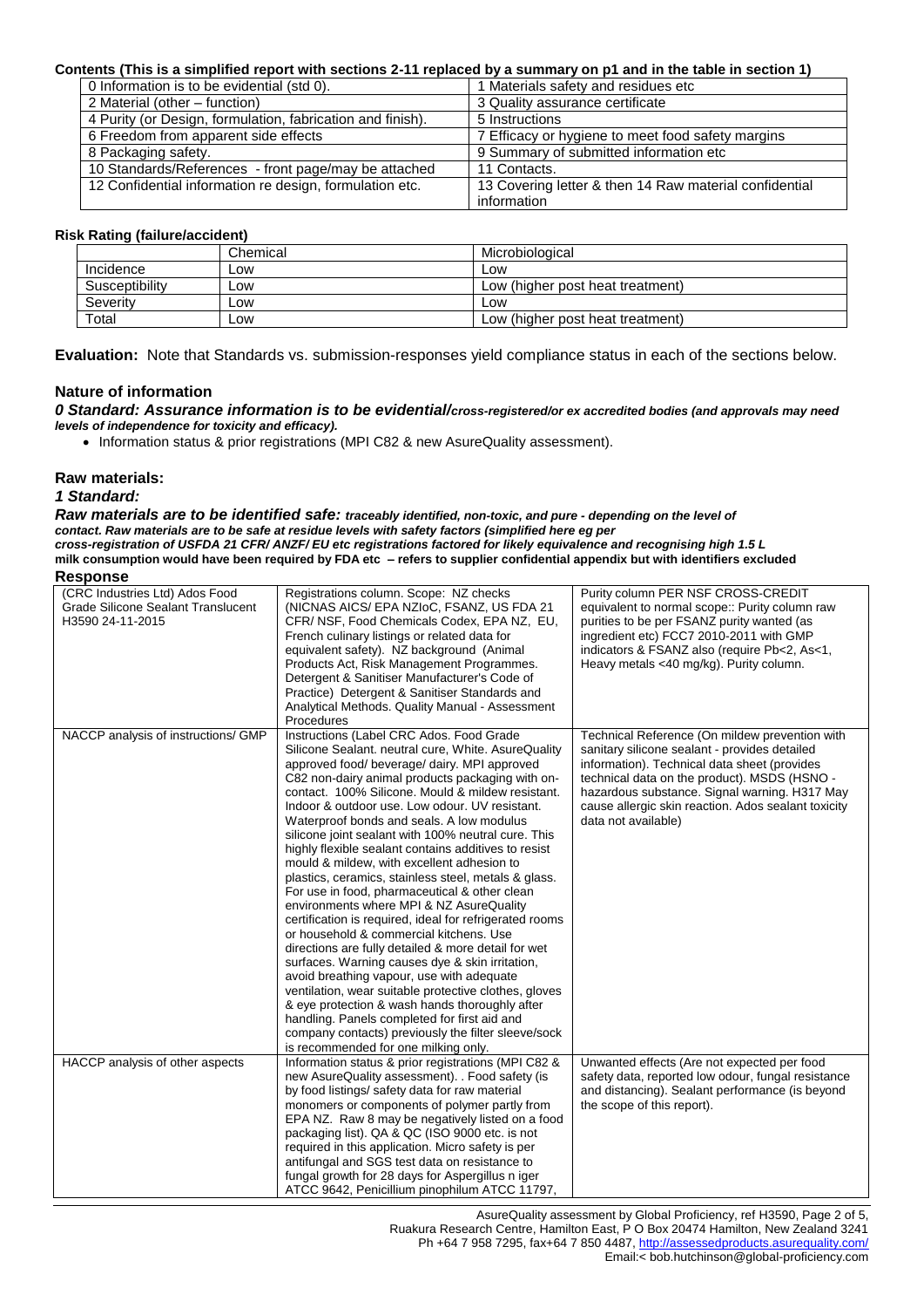**Contents (This is a simplified report with sections 2-11 replaced by a summary on p1 and in the table in section 1)**

| | |
|---|---|
| 0 Information is to be evidential (std 0). | 1 Materials safety and residues etc |
| 2 Material (other – function) | 3 Quality assurance certificate |
| 4 Purity (or Design, formulation, fabrication and finish). | 5 Instructions |
| 6 Freedom from apparent side effects | 7 Efficacy or hygiene to meet food safety margins |
| 8 Packaging safety. | 9 Summary of submitted information etc |
| 10 Standards/References - front page/may be attached | 11 Contacts. |
| 12 Confidential information re design, formulation etc. | 13 Covering letter & then 14 Raw material confidential information |

**Risk Rating (failure/accident)**

| | Chemical | Microbiological |
|---|---|---|
| Incidence | Low | Low |
| Susceptibility | Low | Low (higher post heat treatment) |
| Severity | Low | Low |
| Total | Low | Low (higher post heat treatment) |

**Evaluation:** Note that Standards vs. submission-responses yield compliance status in each of the sections below.

## Nature of information

***0 Standard: Assurance information is to be evidential/cross-registered/or ex accredited bodies (and approvals may need levels of independence for toxicity and efficacy).***

- Information status & prior registrations (MPI C82 & new AsureQuality assessment).

## Raw materials:

***1 Standard:***

***Raw materials are to be identified safe: traceably identified, non-toxic, and pure - depending on the level of contact. Raw materials are to be safe at residue levels with safety factors (simplified here eg per cross-registration of USFDA 21 CFR/ ANZF/ EU etc registrations factored for likely equivalence and recognising high 1.5 L milk consumption would have been required by FDA etc – refers to supplier confidential appendix but with identifiers excluded***

**Response**

| | | |
|---|---|---|
| (CRC Industries Ltd) Ados Food Grade Silicone Sealant Translucent H3590 24-11-2015 | Registrations column. Scope: NZ checks (NICNAS AICS/ EPA NZIoC, FSANZ, US FDA 21 CFR/ NSF, Food Chemicals Codex, EPA NZ, EU, French culinary listings or related data for equivalent safety). NZ background (Animal Products Act, Risk Management Programmes. Detergent & Sanitiser Manufacturer's Code of Practice) Detergent & Sanitiser Standards and Analytical Methods. Quality Manual - Assessment Procedures | Purity column PER NSF CROSS-CREDIT equivalent to normal scope:: Purity column raw purities to be per FSANZ purity wanted (as ingredient etc) FCC7 2010-2011 with GMP indicators & FSANZ also (require Pb<2, As<1, Heavy metals <40 mg/kg). Purity column. |
| NACCP analysis of instructions/ GMP | Instructions (Label CRC Ados. Food Grade Silicone Sealant. neutral cure, White. AsureQuality approved food/ beverage/ dairy. MPI approved C82 non-dairy animal products packaging with on-contact. 100% Silicone. Mould & mildew resistant. Indoor & outdoor use. Low odour. UV resistant. Waterproof bonds and seals. A low modulus silicone joint sealant with 100% neutral cure. This highly flexible sealant contains additives to resist mould & mildew, with excellent adhesion to plastics, ceramics, stainless steel, metals & glass. For use in food, pharmaceutical & other clean environments where MPI & NZ AsureQuality certification is required, ideal for refrigerated rooms or household & commercial kitchens. Use directions are fully detailed & more detail for wet surfaces. Warning causes dye & skin irritation, avoid breathing vapour, use with adequate ventilation, wear suitable protective clothes, gloves & eye protection & wash hands thoroughly after handling. Panels completed for first aid and company contacts) previously the filter sleeve/sock is recommended for one milking only. | Technical Reference (On mildew prevention with sanitary silicone sealant - provides detailed information). Technical data sheet (provides technical data on the product). MSDS (HSNO - hazardous substance. Signal warning. H317 May cause allergic skin reaction. Ados sealant toxicity data not available) |
| HACCP analysis of other aspects | Information status & prior registrations (MPI C82 & new AsureQuality assessment). . Food safety (is by food listings/ safety data for raw material monomers or components of polymer partly from EPA NZ. Raw 8 may be negatively listed on a food packaging list). QA & QC (ISO 9000 etc. is not required in this application. Micro safety is per antifungal and SGS test data on resistance to fungal growth for 28 days for Aspergillus n iger ATCC 9642, Penicillium pinophilum ATCC 11797, | Unwanted effects (Are not expected per food safety data, reported low odour, fungal resistance and distancing). Sealant performance (is beyond the scope of this report). |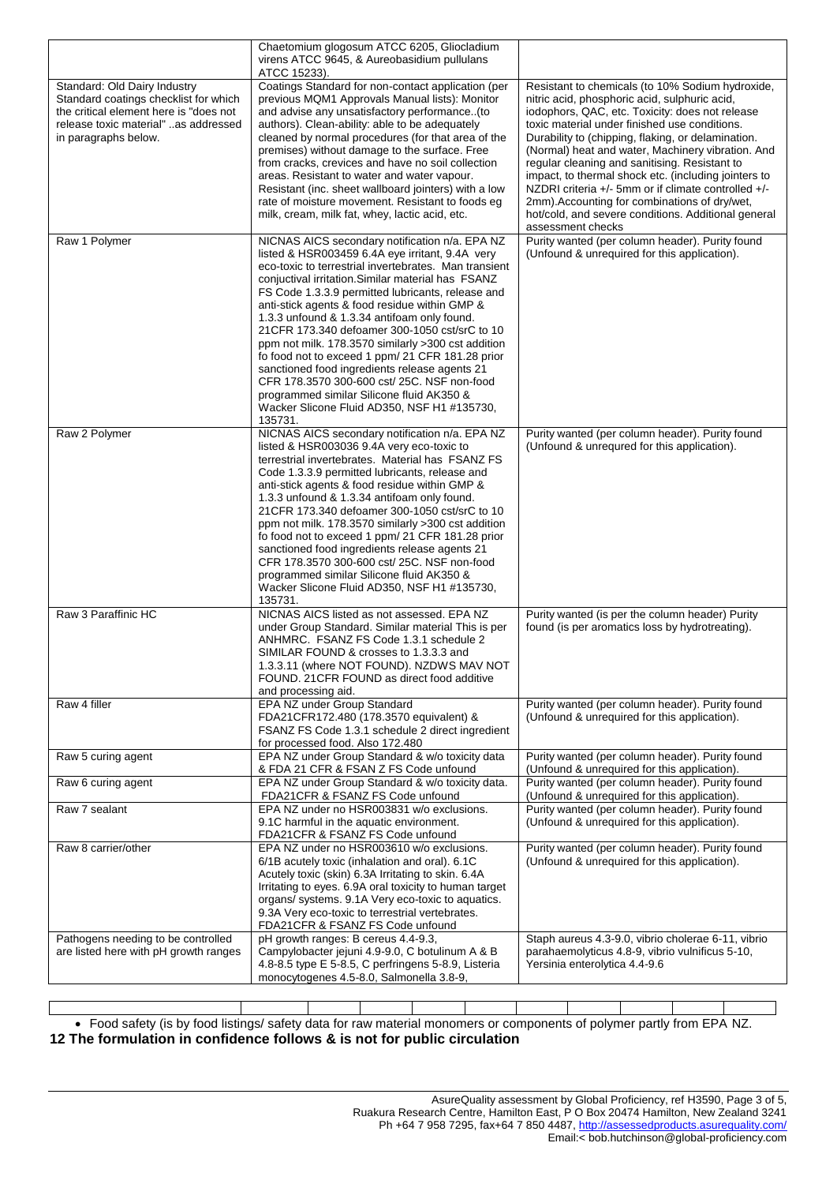| | | |
|---|---|---|
| | Chaetomium glogosum ATCC 6205, Gliocladium virens ATCC 9645, & Aureobasidium pullulans ATCC 15233). | |
| Standard: Old Dairy Industry Standard coatings checklist for which the critical element here is "does not release toxic material" ..as addressed in paragraphs below. | Coatings Standard for non-contact application (per previous MQM1 Approvals Manual lists): Monitor and advise any unsatisfactory performance..(to authors). Clean-ability: able to be adequately cleaned by normal procedures (for that area of the premises) without damage to the surface. Free from cracks, crevices and have no soil collection areas. Resistant to water and water vapour. Resistant (inc. sheet wallboard jointers) with a low rate of moisture movement. Resistant to foods eg milk, cream, milk fat, whey, lactic acid, etc. | Resistant to chemicals (to 10% Sodium hydroxide, nitric acid, phosphoric acid, sulphuric acid, iodophors, QAC, etc. Toxicity: does not release toxic material under finished use conditions. Durability to (chipping, flaking, or delamination. (Normal) heat and water, Machinery vibration. And regular cleaning and sanitising. Resistant to impact, to thermal shock etc. (including jointers to NZDRI criteria +/- 5mm or if climate controlled +/- 2mm).Accounting for combinations of dry/wet, hot/cold, and severe conditions. Additional general assessment checks |
| Raw 1 Polymer | NICNAS AICS secondary notification n/a. EPA NZ listed & HSR003459 6.4A eye irritant, 9.4A very eco-toxic to terrestrial invertebrates. Man transient conjuctival irritation.Similar material has FSANZ FS Code 1.3.3.9 permitted lubricants, release and anti-stick agents & food residue within GMP & 1.3.3 unfound & 1.3.34 antifoam only found. 21CFR 173.340 defoamer 300-1050 cst/srC to 10 ppm not milk. 178.3570 similarly >300 cst addition fo food not to exceed 1 ppm/ 21 CFR 181.28 prior sanctioned food ingredients release agents 21 CFR 178.3570 300-600 cst/ 25C. NSF non-food programmed similar Silicone fluid AK350 & Wacker Slicone Fluid AD350, NSF H1 #135730, 135731. | Purity wanted (per column header). Purity found (Unfound & unrequired for this application). |
| Raw 2 Polymer | NICNAS AICS secondary notification n/a. EPA NZ listed & HSR003036 9.4A very eco-toxic to terrestrial invertebrates. Material has FSANZ FS Code 1.3.3.9 permitted lubricants, release and anti-stick agents & food residue within GMP & 1.3.3 unfound & 1.3.34 antifoam only found. 21CFR 173.340 defoamer 300-1050 cst/srC to 10 ppm not milk. 178.3570 similarly >300 cst addition fo food not to exceed 1 ppm/ 21 CFR 181.28 prior sanctioned food ingredients release agents 21 CFR 178.3570 300-600 cst/ 25C. NSF non-food programmed similar Silicone fluid AK350 & Wacker Slicone Fluid AD350, NSF H1 #135730, 135731. | Purity wanted (per column header). Purity found (Unfound & unrequred for this application). |
| Raw 3 Paraffinic HC | NICNAS AICS listed as not assessed. EPA NZ under Group Standard. Similar material This is per ANHMRC. FSANZ FS Code 1.3.1 schedule 2 SIMILAR FOUND & crosses to 1.3.3.3 and 1.3.3.11 (where NOT FOUND). NZDWS MAV NOT FOUND. 21CFR FOUND as direct food additive and processing aid. | Purity wanted (is per the column header) Purity found (is per aromatics loss by hydrotreating). |
| Raw 4 filler | EPA NZ under Group Standard FDA21CFR172.480 (178.3570 equivalent) & FSANZ FS Code 1.3.1 schedule 2 direct ingredient for processed food. Also 172.480 | Purity wanted (per column header). Purity found (Unfound & unrequired for this application). |
| Raw 5 curing agent | EPA NZ under Group Standard & w/o toxicity data & FDA 21 CFR & FSAN Z FS Code unfound | Purity wanted (per column header). Purity found (Unfound & unrequired for this application). |
| Raw 6 curing agent | EPA NZ under Group Standard & w/o toxicity data. FDA21CFR & FSANZ FS Code unfound | Purity wanted (per column header). Purity found (Unfound & unrequired for this application). |
| Raw 7 sealant | EPA NZ under no HSR003831 w/o exclusions. 9.1C harmful in the aquatic environment. FDA21CFR & FSANZ FS Code unfound | Purity wanted (per column header). Purity found (Unfound & unrequired for this application). |
| Raw 8 carrier/other | EPA NZ under no HSR003610 w/o exclusions. 6/1B acutely toxic (inhalation and oral). 6.1C Acutely toxic (skin) 6.3A Irritating to skin. 6.4A Irritating to eyes. 6.9A oral toxicity to human target organs/ systems. 9.1A Very eco-toxic to aquatics. 9.3A Very eco-toxic to terrestrial vertebrates. FDA21CFR & FSANZ FS Code unfound | Purity wanted (per column header). Purity found (Unfound & unrequired for this application). |
| Pathogens needing to be controlled are listed here with pH growth ranges | pH growth ranges: B cereus 4.4-9.3, Campylobacter jejuni 4.9-9.0, C botulinum A & B 4.8-8.5 type E 5-8.5, C perfringens 5-8.9, Listeria monocytogenes 4.5-8.0, Salmonella 3.8-9, | Staph aureus 4.3-9.0, vibrio cholerae 6-11, vibrio parahaemolyticus 4.8-9, vibrio vulnificus 5-10, Yersinia enterolytica 4.4-9.6 |

- Food safety (is by food listings/ safety data for raw material monomers or components of polymer partly from EPA NZ.

**12 The formulation in confidence follows & is not for public circulation**

AsureQuality assessment by Global Proficiency, ref H3590, Page 3 of 5, Ruakura Research Centre, Hamilton East, P O Box 20474 Hamilton, New Zealand 3241 Ph +64 7 958 7295, fax+64 7 850 4487, http://assessedproducts.asurequality.com/ Email:< bob.hutchinson@global-proficiency.com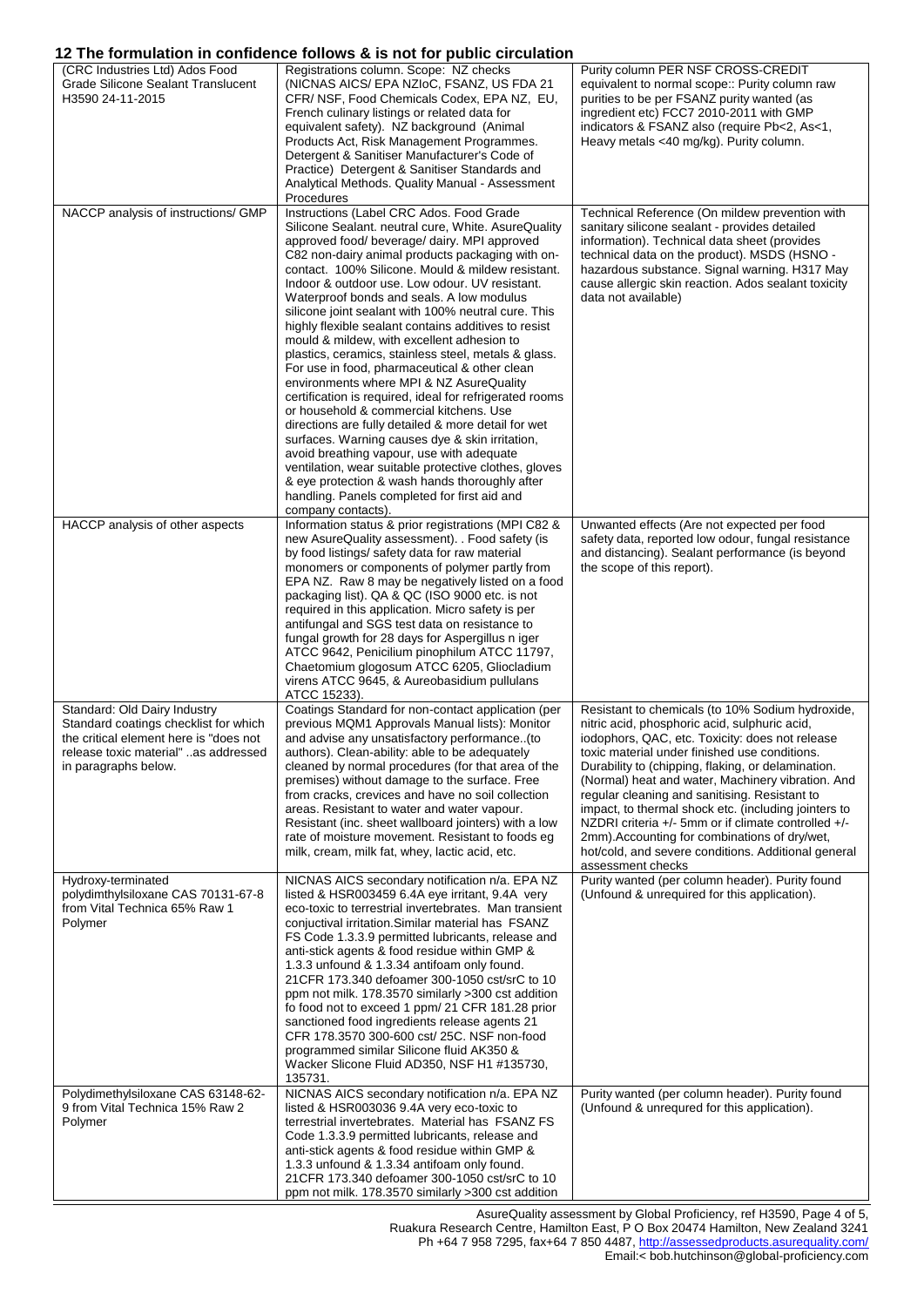## 12 The formulation in confidence follows & is not for public circulation

| (CRC Industries Ltd) Ados Food Grade Silicone Sealant Translucent H3590 24-11-2015 | Registrations column. Scope: NZ checks (NICNAS AICS/ EPA NZIoC, FSANZ, US FDA 21 CFR/ NSF, Food Chemicals Codex, EPA NZ, EU, French culinary listings or related data for equivalent safety). NZ background (Animal Products Act, Risk Management Programmes. Detergent & Sanitiser Manufacturer's Code of Practice) Detergent & Sanitiser Standards and Analytical Methods. Quality Manual - Assessment Procedures | Purity column PER NSF CROSS-CREDIT equivalent to normal scope:: Purity column raw purities to be per FSANZ purity wanted (as ingredient etc) FCC7 2010-2011 with GMP indicators & FSANZ also (require Pb<2, As<1, Heavy metals <40 mg/kg). Purity column. |
|---|---|---|
| NACCP analysis of instructions/ GMP | Instructions (Label CRC Ados. Food Grade Silicone Sealant. neutral cure, White. AsureQuality approved food/ beverage/ dairy. MPI approved C82 non-dairy animal products packaging with on-contact. 100% Silicone. Mould & mildew resistant. Indoor & outdoor use. Low odour. UV resistant. Waterproof bonds and seals. A low modulus silicone joint sealant with 100% neutral cure. This highly flexible sealant contains additives to resist mould & mildew, with excellent adhesion to plastics, ceramics, stainless steel, metals & glass. For use in food, pharmaceutical & other clean environments where MPI & NZ AsureQuality certification is required, ideal for refrigerated rooms or household & commercial kitchens. Use directions are fully detailed & more detail for wet surfaces. Warning causes dye & skin irritation, avoid breathing vapour, use with adequate ventilation, wear suitable protective clothes, gloves & eye protection & wash hands thoroughly after handling. Panels completed for first aid and company contacts). | Technical Reference (On mildew prevention with sanitary silicone sealant - provides detailed information). Technical data sheet (provides technical data on the product). MSDS (HSNO - hazardous substance. Signal warning. H317 May cause allergic skin reaction. Ados sealant toxicity data not available) |
| HACCP analysis of other aspects | Information status & prior registrations (MPI C82 & new AsureQuality assessment). . Food safety (is by food listings/ safety data for raw material monomers or components of polymer partly from EPA NZ. Raw 8 may be negatively listed on a food packaging list). QA & QC (ISO 9000 etc. is not required in this application. Micro safety is per antifungal and SGS test data on resistance to fungal growth for 28 days for Aspergillus n iger ATCC 9642, Penicilium pinophilum ATCC 11797, Chaetomium glogosum ATCC 6205, Gliocladium virens ATCC 9645, & Aureobasidium pullulans ATCC 15233). | Unwanted effects (Are not expected per food safety data, reported low odour, fungal resistance and distancing). Sealant performance (is beyond the scope of this report). |
| Standard: Old Dairy Industry Standard coatings checklist for which the critical element here is "does not release toxic material" ..as addressed in paragraphs below. | Coatings Standard for non-contact application (per previous MQM1 Approvals Manual lists): Monitor and advise any unsatisfactory performance..(to authors). Clean-ability: able to be adequately cleaned by normal procedures (for that area of the premises) without damage to the surface. Free from cracks, crevices and have no soil collection areas. Resistant to water and water vapour. Resistant (inc. sheet wallboard jointers) with a low rate of moisture movement. Resistant to foods eg milk, cream, milk fat, whey, lactic acid, etc. | Resistant to chemicals (to 10% Sodium hydroxide, nitric acid, phosphoric acid, sulphuric acid, iodophors, QAC, etc. Toxicity: does not release toxic material under finished use conditions. Durability to (chipping, flaking, or delamination. (Normal) heat and water, Machinery vibration. And regular cleaning and sanitising. Resistant to impact, to thermal shock etc. (including jointers to NZDRI criteria +/- 5mm or if climate controlled +/- 2mm).Accounting for combinations of dry/wet, hot/cold, and severe conditions. Additional general assessment checks |
| Hydroxy-terminated polydimthylsiloxane CAS 70131-67-8 from Vital Technica 65% Raw 1 Polymer | NICNAS AICS secondary notification n/a. EPA NZ listed & HSR003459 6.4A eye irritant, 9.4A very eco-toxic to terrestrial invertebrates. Man transient conjuctival irritation.Similar material has FSANZ FS Code 1.3.3.9 permitted lubricants, release and anti-stick agents & food residue within GMP & 1.3.3 unfound & 1.3.34 antifoam only found. 21CFR 173.340 defoamer 300-1050 cst/srC to 10 ppm not milk. 178.3570 similarly >300 cst addition fo food not to exceed 1 ppm/ 21 CFR 181.28 prior sanctioned food ingredients release agents 21 CFR 178.3570 300-600 cst/ 25C. NSF non-food programmed similar Silicone fluid AK350 & Wacker Slicone Fluid AD350, NSF H1 #135730, 135731. | Purity wanted (per column header). Purity found (Unfound & unrequired for this application). |
| Polydimethylsiloxane CAS 63148-62-9 from Vital Technica 15% Raw 2 Polymer | NICNAS AICS secondary notification n/a. EPA NZ listed & HSR003036 9.4A very eco-toxic to terrestrial invertebrates. Material has FSANZ FS Code 1.3.3.9 permitted lubricants, release and anti-stick agents & food residue within GMP & 1.3.3 unfound & 1.3.34 antifoam only found. 21CFR 173.340 defoamer 300-1050 cst/srC to 10 ppm not milk. 178.3570 similarly >300 cst addition | Purity wanted (per column header). Purity found (Unfound & unrequred for this application). |

AsureQuality assessment by Global Proficiency, ref H3590, Page 4 of 5,
Ruakura Research Centre, Hamilton East, P O Box 20474 Hamilton, New Zealand 3241
Ph +64 7 958 7295, fax+64 7 850 4487, http://assessedproducts.asurequality.com/
Email:< bob.hutchinson@global-proficiency.com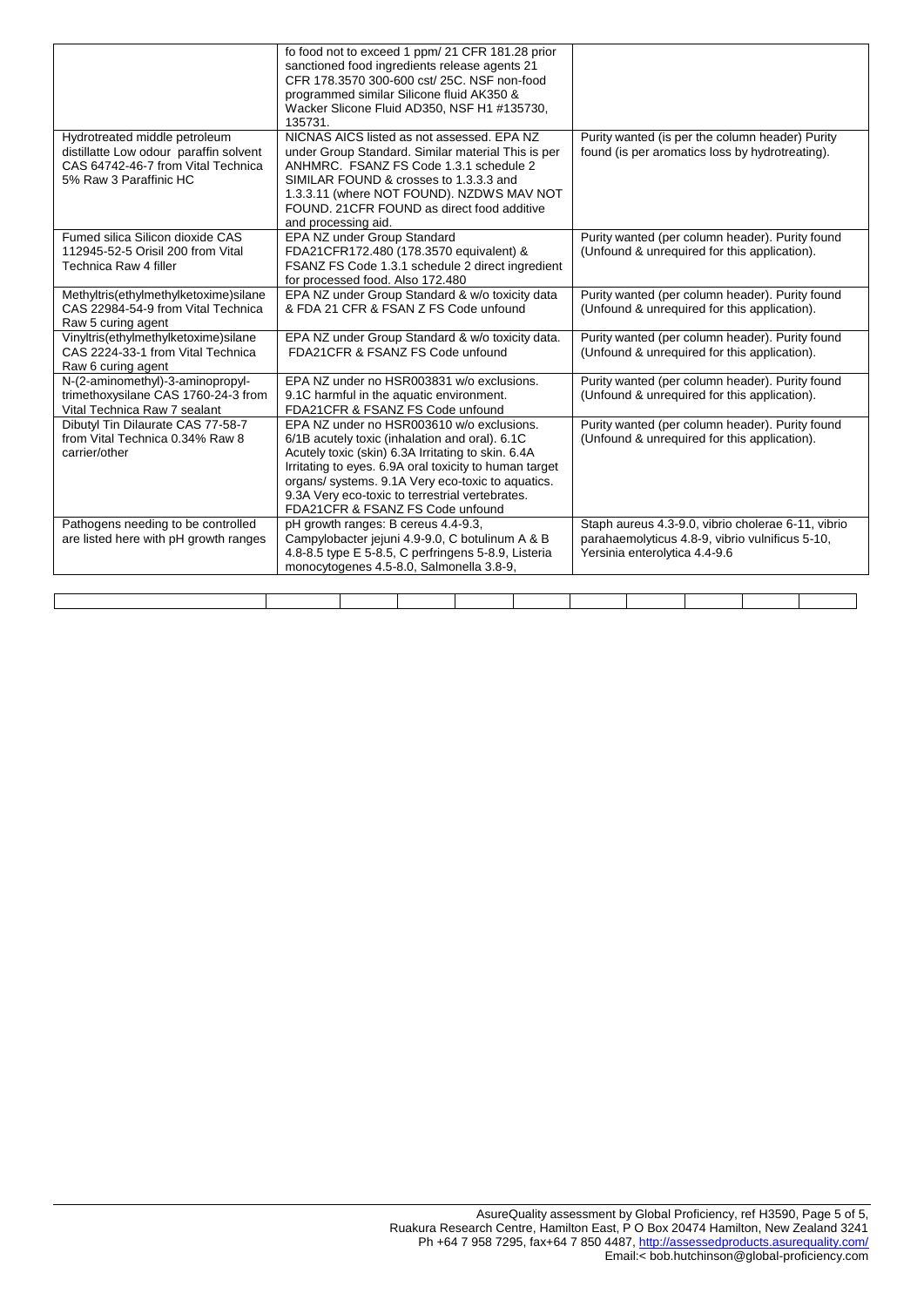| | | |
|---|---|---|
| | fo food not to exceed 1 ppm/ 21 CFR 181.28 prior sanctioned food ingredients release agents 21 CFR 178.3570 300-600 cst/ 25C. NSF non-food programmed similar Silicone fluid AK350 & Wacker Slicone Fluid AD350, NSF H1 #135730, 135731. | |
| Hydrotreated middle petroleum distillatte Low odour paraffin solvent CAS 64742-46-7 from Vital Technica 5% Raw 3 Paraffinic HC | NICNAS AICS listed as not assessed. EPA NZ under Group Standard. Similar material This is per ANHMRC. FSANZ FS Code 1.3.1 schedule 2 SIMILAR FOUND & crosses to 1.3.3.3 and 1.3.3.11 (where NOT FOUND). NZDWS MAV NOT FOUND. 21CFR FOUND as direct food additive and processing aid. | Purity wanted (is per the column header) Purity found (is per aromatics loss by hydrotreating). |
| Fumed silica Silicon dioxide CAS 112945-52-5 Orisil 200 from Vital Technica Raw 4 filler | EPA NZ under Group Standard FDA21CFR172.480 (178.3570 equivalent) & FSANZ FS Code 1.3.1 schedule 2 direct ingredient for processed food. Also 172.480 | Purity wanted (per column header). Purity found (Unfound & unrequired for this application). |
| Methyltris(ethylmethylketoxime)silane CAS 22984-54-9 from Vital Technica Raw 5 curing agent | EPA NZ under Group Standard & w/o toxicity data & FDA 21 CFR & FSAN Z FS Code unfound | Purity wanted (per column header). Purity found (Unfound & unrequired for this application). |
| Vinyltris(ethylmethylketoxime)silane CAS 2224-33-1 from Vital Technica Raw 6 curing agent | EPA NZ under Group Standard & w/o toxicity data. FDA21CFR & FSANZ FS Code unfound | Purity wanted (per column header). Purity found (Unfound & unrequired for this application). |
| N-(2-aminomethyl)-3-aminopropyl-trimethoxysilane CAS 1760-24-3 from Vital Technica Raw 7 sealant | EPA NZ under no HSR003831 w/o exclusions. 9.1C harmful in the aquatic environment. FDA21CFR & FSANZ FS Code unfound | Purity wanted (per column header). Purity found (Unfound & unrequired for this application). |
| Dibutyl Tin Dilaurate CAS 77-58-7 from Vital Technica 0.34% Raw 8 carrier/other | EPA NZ under no HSR003610 w/o exclusions. 6/1B acutely toxic (inhalation and oral). 6.1C Acutely toxic (skin) 6.3A Irritating to skin. 6.4A Irritating to eyes. 6.9A oral toxicity to human target organs/ systems. 9.1A Very eco-toxic to aquatics. 9.3A Very eco-toxic to terrestrial vertebrates. FDA21CFR & FSANZ FS Code unfound | Purity wanted (per column header). Purity found (Unfound & unrequired for this application). |
| Pathogens needing to be controlled are listed here with pH growth ranges | pH growth ranges: B cereus 4.4-9.3, Campylobacter jejuni 4.9-9.0, C botulinum A & B 4.8-8.5 type E 5-8.5, C perfringens 5-8.9, Listeria monocytogenes 4.5-8.0, Salmonella 3.8-9, | Staph aureus 4.3-9.0, vibrio cholerae 6-11, vibrio parahaemolyticus 4.8-9, vibrio vulnificus 5-10, Yersinia enterolytica 4.4-9.6 |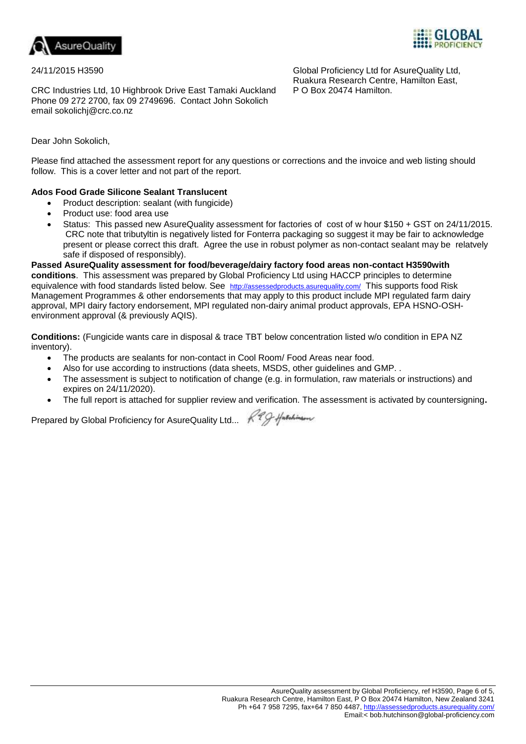24/11/2015 H3590

CRC Industries Ltd, 10 Highbrook Drive East Tamaki Auckland
Phone 09 272 2700, fax 09 2749696. Contact John Sokolich
email sokolichj@crc.co.nz

Global Proficiency Ltd for AsureQuality Ltd,
Ruakura Research Centre, Hamilton East,
P O Box 20474 Hamilton.

Dear John Sokolich,

Please find attached the assessment report for any questions or corrections and the invoice and web listing should follow. This is a cover letter and not part of the report.

**Ados Food Grade Silicone Sealant Translucent**

- Product description: sealant (with fungicide)
- Product use: food area use
- Status: This passed new AsureQuality assessment for factories of cost of w hour $150 + GST on 24/11/2015. CRC note that tributyltin is negatively listed for Fonterra packaging so suggest it may be fair to acknowledge present or please correct this draft. Agree the use in robust polymer as non-contact sealant may be relatvely safe if disposed of responsibly).

**Passed AsureQuality assessment for food/beverage/dairy factory food areas non-contact H3590with conditions**. This assessment was prepared by Global Proficiency Ltd using HACCP principles to determine equivalence with food standards listed below. See http://assessedproducts.asurequality.com/ This supports food Risk Management Programmes & other endorsements that may apply to this product include MPI regulated farm dairy approval, MPI dairy factory endorsement, MPI regulated non-dairy animal product approvals, EPA HSNO-OSH-environment approval (& previously AQIS).

**Conditions:** (Fungicide wants care in disposal & trace TBT below concentration listed w/o condition in EPA NZ inventory).

- The products are sealants for non-contact in Cool Room/ Food Areas near food.
- Also for use according to instructions (data sheets, MSDS, other guidelines and GMP. .
- The assessment is subject to notification of change (e.g. in formulation, raw materials or instructions) and expires on 24/11/2020).
- The full report is attached for supplier review and verification. The assessment is activated by countersigning**.**

Prepared by Global Proficiency for AsureQuality Ltd... R G Hutchinson